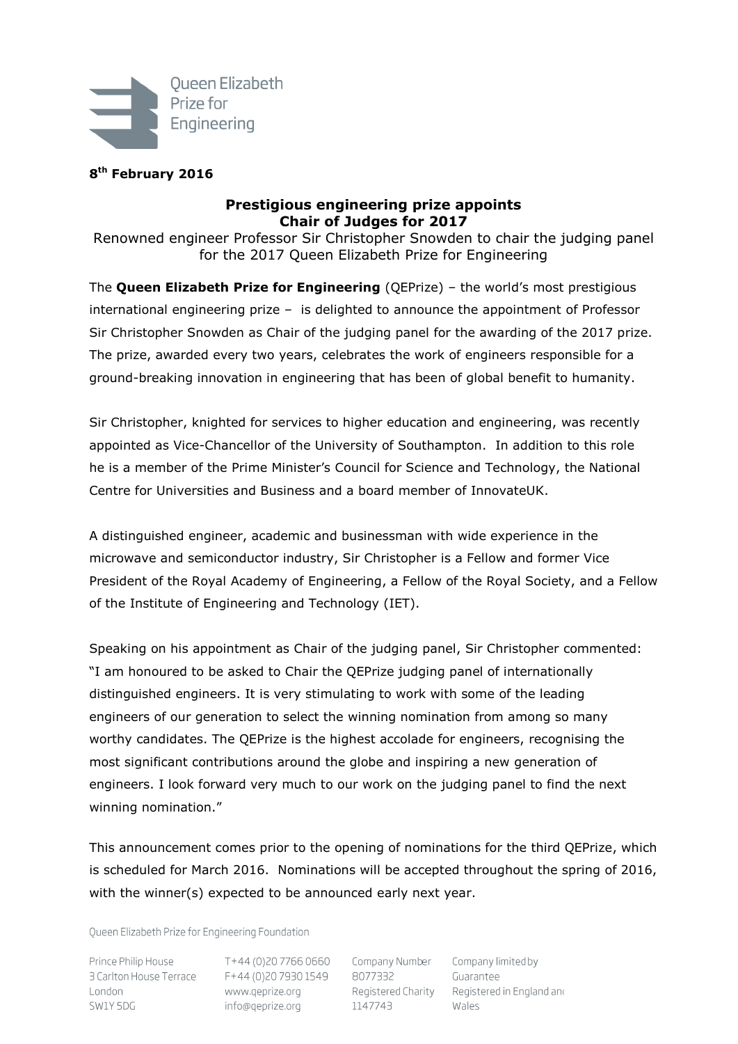Queen Elizabeth Prize for Engineering

**8th February 2016**

# Prestigious engineering prize appoints Chair of Judges for 2017

Renowned engineer Professor Sir Christopher Snowden to chair the judging panel for the 2017 Queen Elizabeth Prize for Engineering

The **Queen Elizabeth Prize for Engineering** (QEPrize) – the world's most prestigious international engineering prize – is delighted to announce the appointment of Professor Sir Christopher Snowden as Chair of the judging panel for the awarding of the 2017 prize. The prize, awarded every two years, celebrates the work of engineers responsible for a ground-breaking innovation in engineering that has been of global benefit to humanity.

Sir Christopher, knighted for services to higher education and engineering, was recently appointed as Vice-Chancellor of the University of Southampton. In addition to this role he is a member of the Prime Minister's Council for Science and Technology, the National Centre for Universities and Business and a board member of InnovateUK.

A distinguished engineer, academic and businessman with wide experience in the microwave and semiconductor industry, Sir Christopher is a Fellow and former Vice President of the Royal Academy of Engineering, a Fellow of the Royal Society, and a Fellow of the Institute of Engineering and Technology (IET).

Speaking on his appointment as Chair of the judging panel, Sir Christopher commented: "I am honoured to be asked to Chair the QEPrize judging panel of internationally distinguished engineers. It is very stimulating to work with some of the leading engineers of our generation to select the winning nomination from among so many worthy candidates. The QEPrize is the highest accolade for engineers, recognising the most significant contributions around the globe and inspiring a new generation of engineers. I look forward very much to our work on the judging panel to find the next winning nomination."

This announcement comes prior to the opening of nominations for the third QEPrize, which is scheduled for March 2016. Nominations will be accepted throughout the spring of 2016, with the winner(s) expected to be announced early next year.

Queen Elizabeth Prize for Engineering Foundation

Prince Philip House
3 Carlton House Terrace
London
SW1Y 5DG

T+44 (0)20 7766 0660
F+44 (0)20 7930 1549
www.qeprize.org
info@qeprize.org

Company Number
8077332
Registered Charity
1147743

Company limited by
Guarantee
Registered in England and
Wales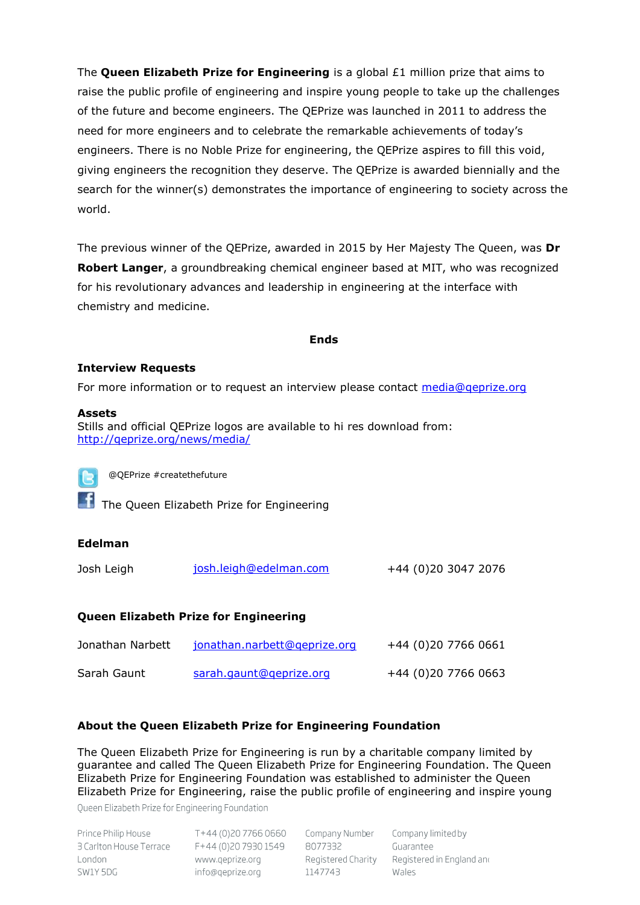The **Queen Elizabeth Prize for Engineering** is a global £1 million prize that aims to raise the public profile of engineering and inspire young people to take up the challenges of the future and become engineers. The QEPrize was launched in 2011 to address the need for more engineers and to celebrate the remarkable achievements of today's engineers. There is no Noble Prize for engineering, the QEPrize aspires to fill this void, giving engineers the recognition they deserve. The QEPrize is awarded biennially and the search for the winner(s) demonstrates the importance of engineering to society across the world.

The previous winner of the QEPrize, awarded in 2015 by Her Majesty The Queen, was **Dr Robert Langer**, a groundbreaking chemical engineer based at MIT, who was recognized for his revolutionary advances and leadership in engineering at the interface with chemistry and medicine.

**Ends**

**Interview Requests**

For more information or to request an interview please contact media@qeprize.org

**Assets**

Stills and official QEPrize logos are available to hi res download from: http://qeprize.org/news/media/

@QEPrize #createthefuture

The Queen Elizabeth Prize for Engineering

**Edelman**

| | | |
|---|---|---|
| Josh Leigh | josh.leigh@edelman.com | +44 (0)20 3047 2076 |

**Queen Elizabeth Prize for Engineering**

| | | |
|---|---|---|
| Jonathan Narbett | jonathan.narbett@qeprize.org | +44 (0)20 7766 0661 |
| Sarah Gaunt | sarah.gaunt@qeprize.org | +44 (0)20 7766 0663 |

**About the Queen Elizabeth Prize for Engineering Foundation**

The Queen Elizabeth Prize for Engineering is run by a charitable company limited by guarantee and called The Queen Elizabeth Prize for Engineering Foundation. The Queen Elizabeth Prize for Engineering Foundation was established to administer the Queen Elizabeth Prize for Engineering, raise the public profile of engineering and inspire young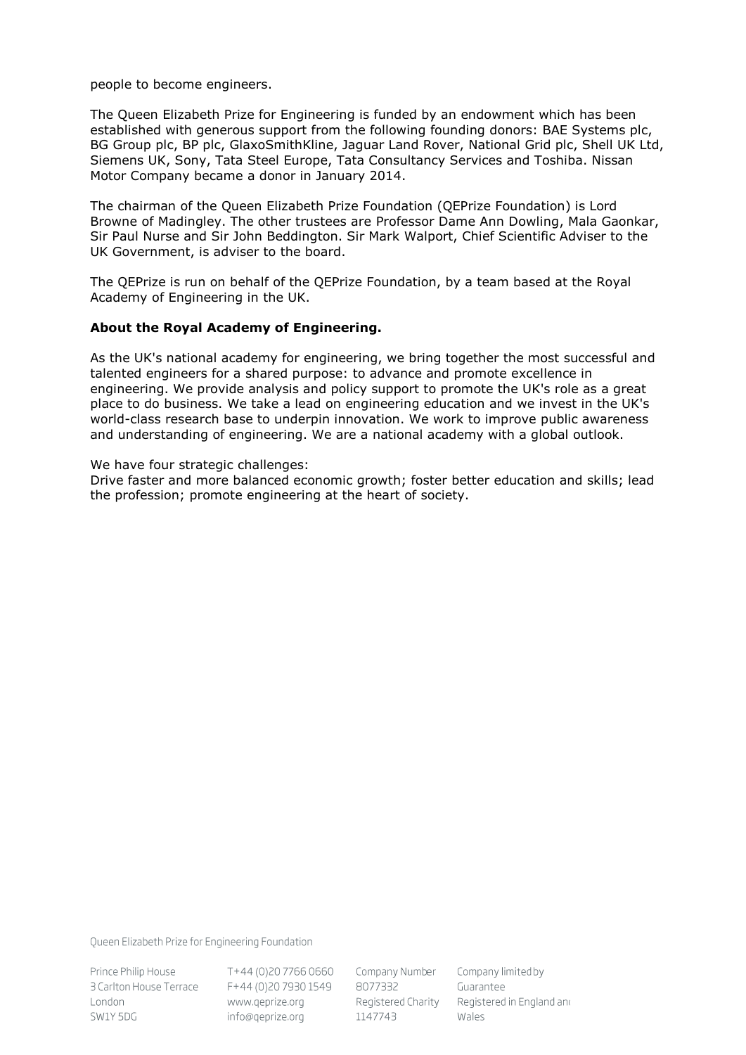people to become engineers.

The Queen Elizabeth Prize for Engineering is funded by an endowment which has been established with generous support from the following founding donors: BAE Systems plc, BG Group plc, BP plc, GlaxoSmithKline, Jaguar Land Rover, National Grid plc, Shell UK Ltd, Siemens UK, Sony, Tata Steel Europe, Tata Consultancy Services and Toshiba. Nissan Motor Company became a donor in January 2014.

The chairman of the Queen Elizabeth Prize Foundation (QEPrize Foundation) is Lord Browne of Madingley. The other trustees are Professor Dame Ann Dowling, Mala Gaonkar, Sir Paul Nurse and Sir John Beddington. Sir Mark Walport, Chief Scientific Adviser to the UK Government, is adviser to the board.

The QEPrize is run on behalf of the QEPrize Foundation, by a team based at the Royal Academy of Engineering in the UK.

**About the Royal Academy of Engineering.**

As the UK's national academy for engineering, we bring together the most successful and talented engineers for a shared purpose: to advance and promote excellence in engineering. We provide analysis and policy support to promote the UK's role as a great place to do business. We take a lead on engineering education and we invest in the UK's world-class research base to underpin innovation. We work to improve public awareness and understanding of engineering. We are a national academy with a global outlook.

We have four strategic challenges:
Drive faster and more balanced economic growth; foster better education and skills; lead the profession; promote engineering at the heart of society.